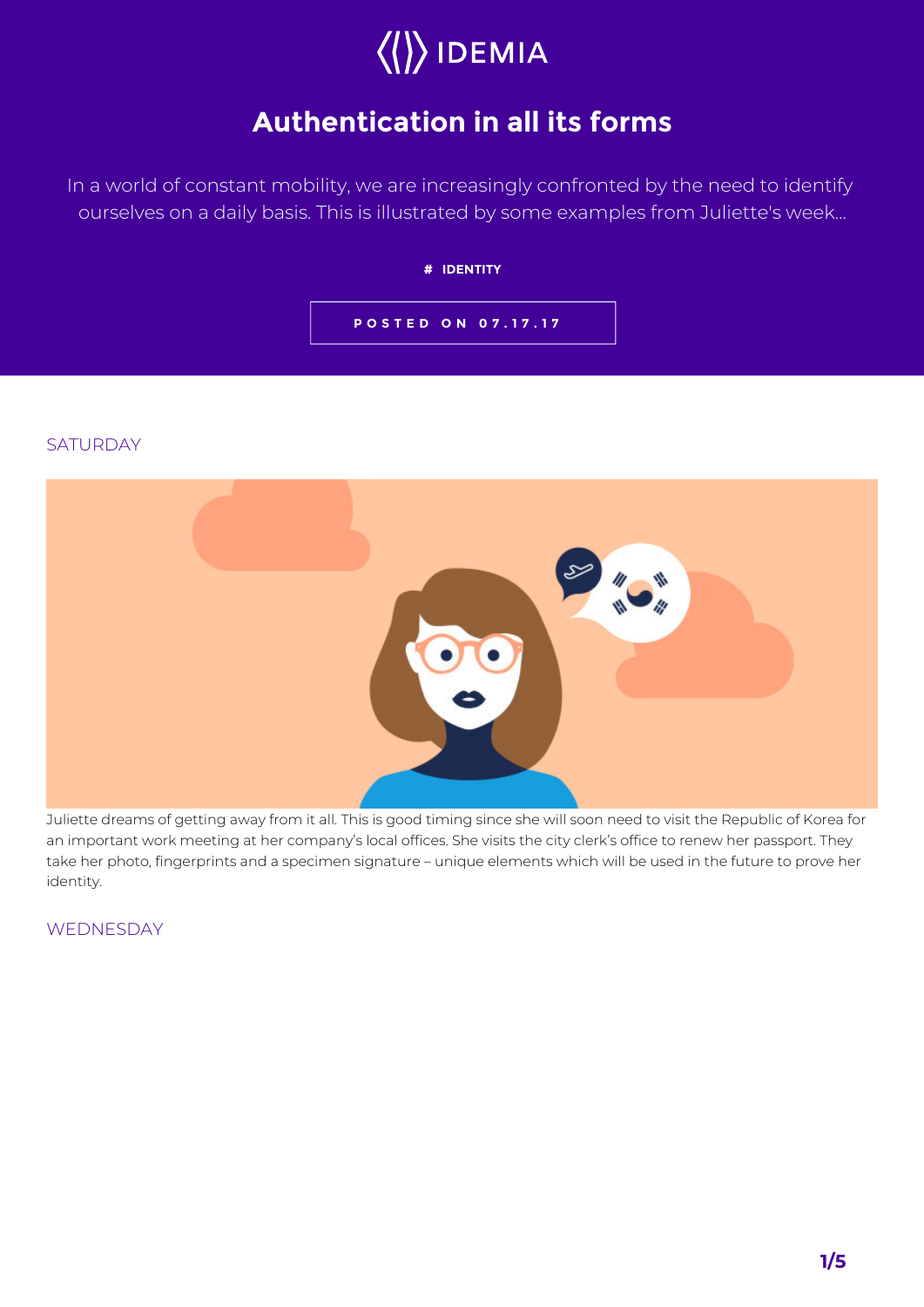IDEMIA

# Authentication in all its forms

In a world of constant mobility, we are increasingly confronted by the need to identify ourselves on a daily basis. This is illustrated by some examples from Juliette's week...

# IDENTITY

POSTED ON 07.17.17

## SATURDAY

Juliette dreams of getting away from it all. This is good timing since she will soon need to visit the Republic of Korea for an important work meeting at her company's local offices. She visits the city clerk's office to renew her passport. They take her photo, fingerprints and a specimen signature – unique elements which will be used in the future to prove her identity.

## WEDNESDAY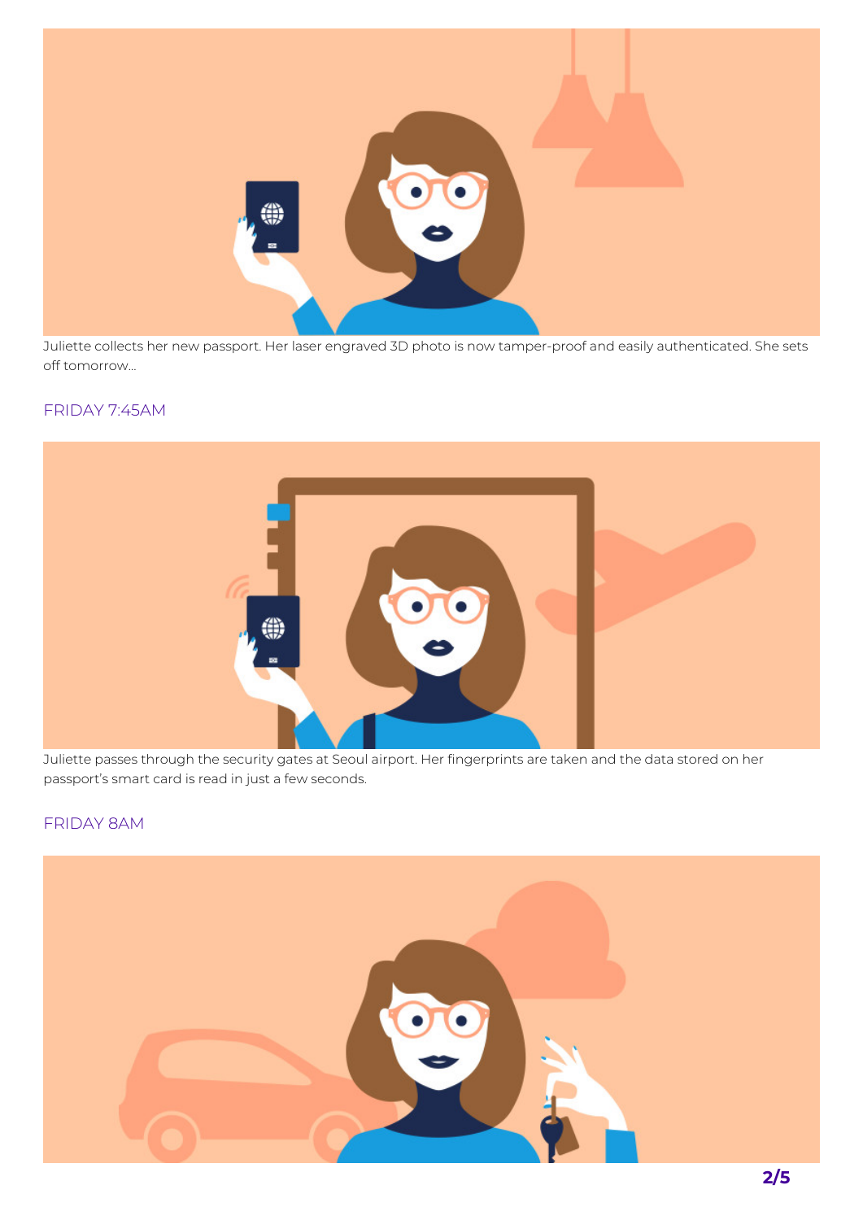Juliette collects her new passport. Her laser engraved 3D photo is now tamper-proof and easily authenticated. She sets off tomorrow...

### FRIDAY 7:45AM

Juliette passes through the security gates at Seoul airport. Her fingerprints are taken and the data stored on her passport's smart card is read in just a few seconds.

### FRIDAY 8AM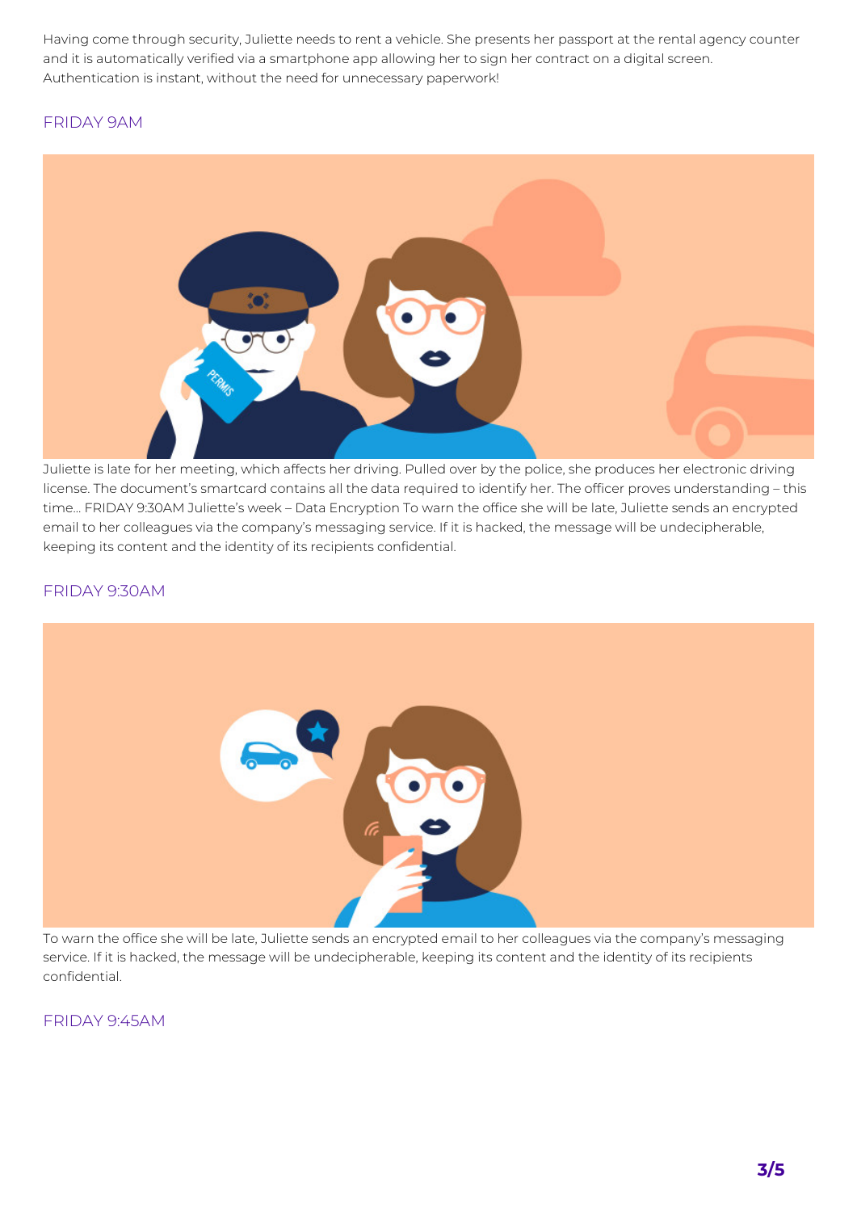Having come through security, Juliette needs to rent a vehicle. She presents her passport at the rental agency counter and it is automatically verified via a smartphone app allowing her to sign her contract on a digital screen. Authentication is instant, without the need for unnecessary paperwork!

## FRIDAY 9AM

Juliette is late for her meeting, which affects her driving. Pulled over by the police, she produces her electronic driving license. The document's smartcard contains all the data required to identify her. The officer proves understanding – this time... FRIDAY 9:30AM Juliette's week – Data Encryption To warn the office she will be late, Juliette sends an encrypted email to her colleagues via the company's messaging service. If it is hacked, the message will be undecipherable, keeping its content and the identity of its recipients confidential.

## FRIDAY 9:30AM

To warn the office she will be late, Juliette sends an encrypted email to her colleagues via the company's messaging service. If it is hacked, the message will be undecipherable, keeping its content and the identity of its recipients confidential.

## FRIDAY 9:45AM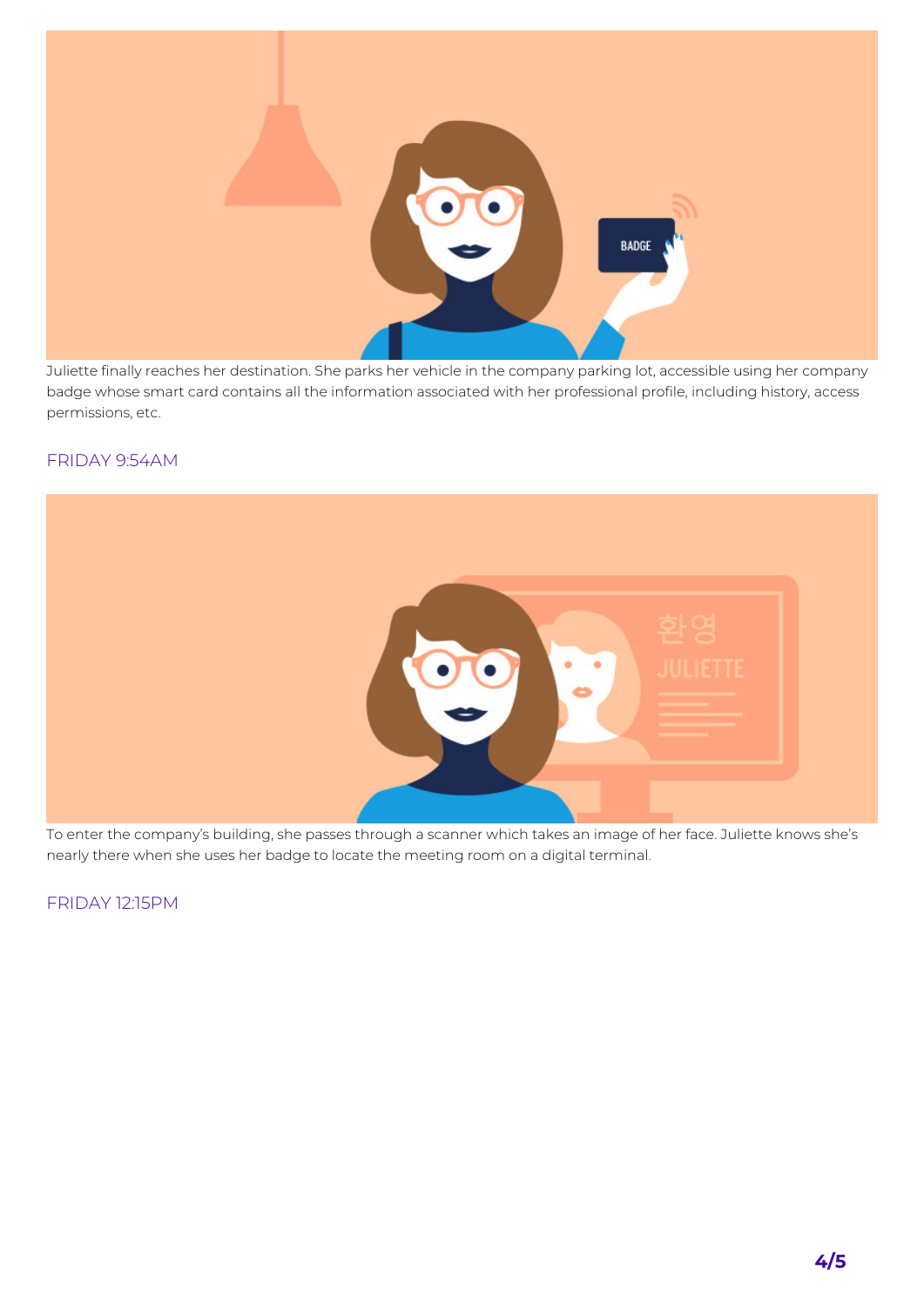Juliette finally reaches her destination. She parks her vehicle in the company parking lot, accessible using her company badge whose smart card contains all the information associated with her professional profile, including history, access permissions, etc.

## FRIDAY 9:54AM

To enter the company's building, she passes through a scanner which takes an image of her face. Juliette knows she's nearly there when she uses her badge to locate the meeting room on a digital terminal.

## FRIDAY 12:15PM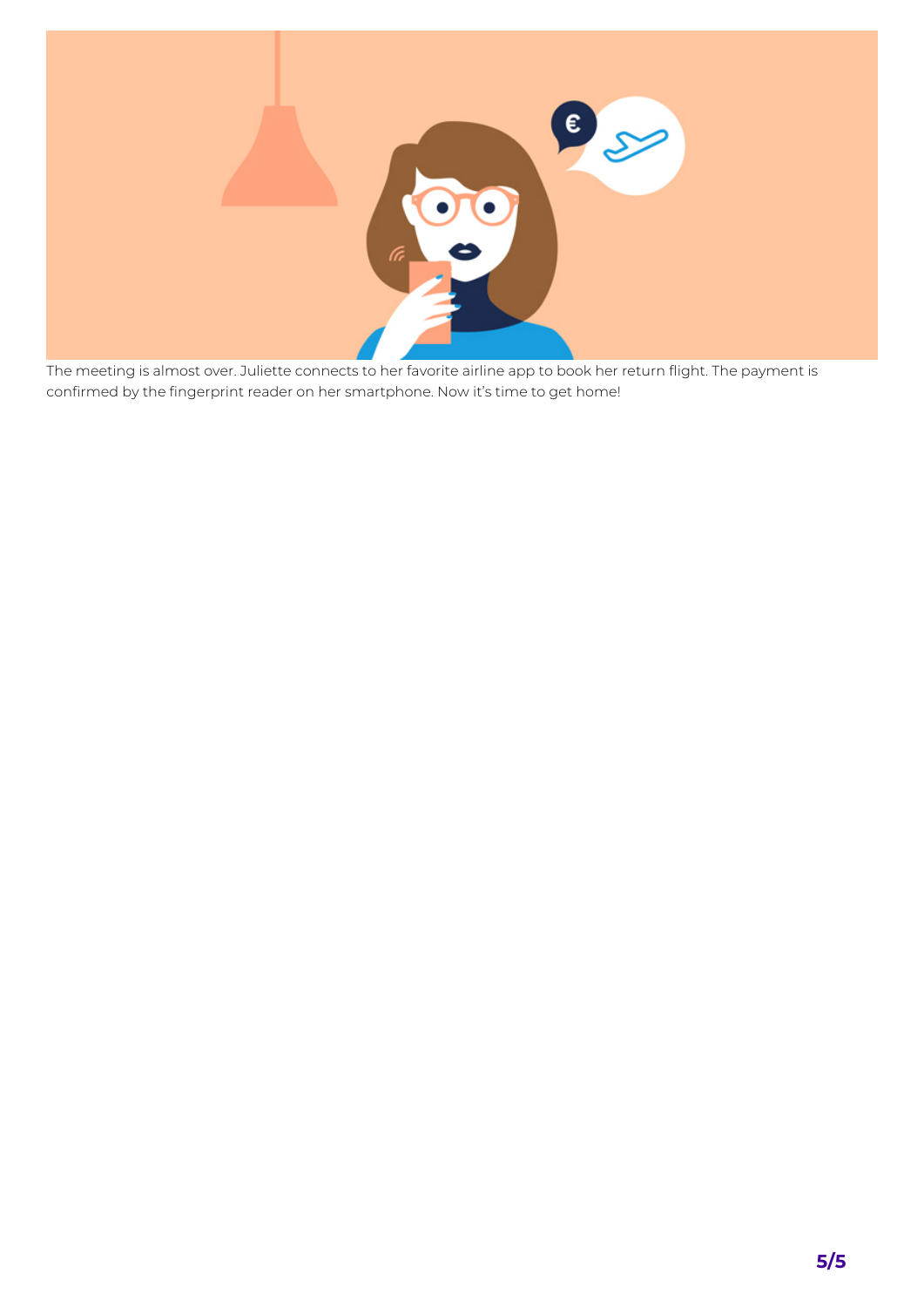The meeting is almost over. Juliette connects to her favorite airline app to book her return flight. The payment is confirmed by the fingerprint reader on her smartphone. Now it's time to get home!